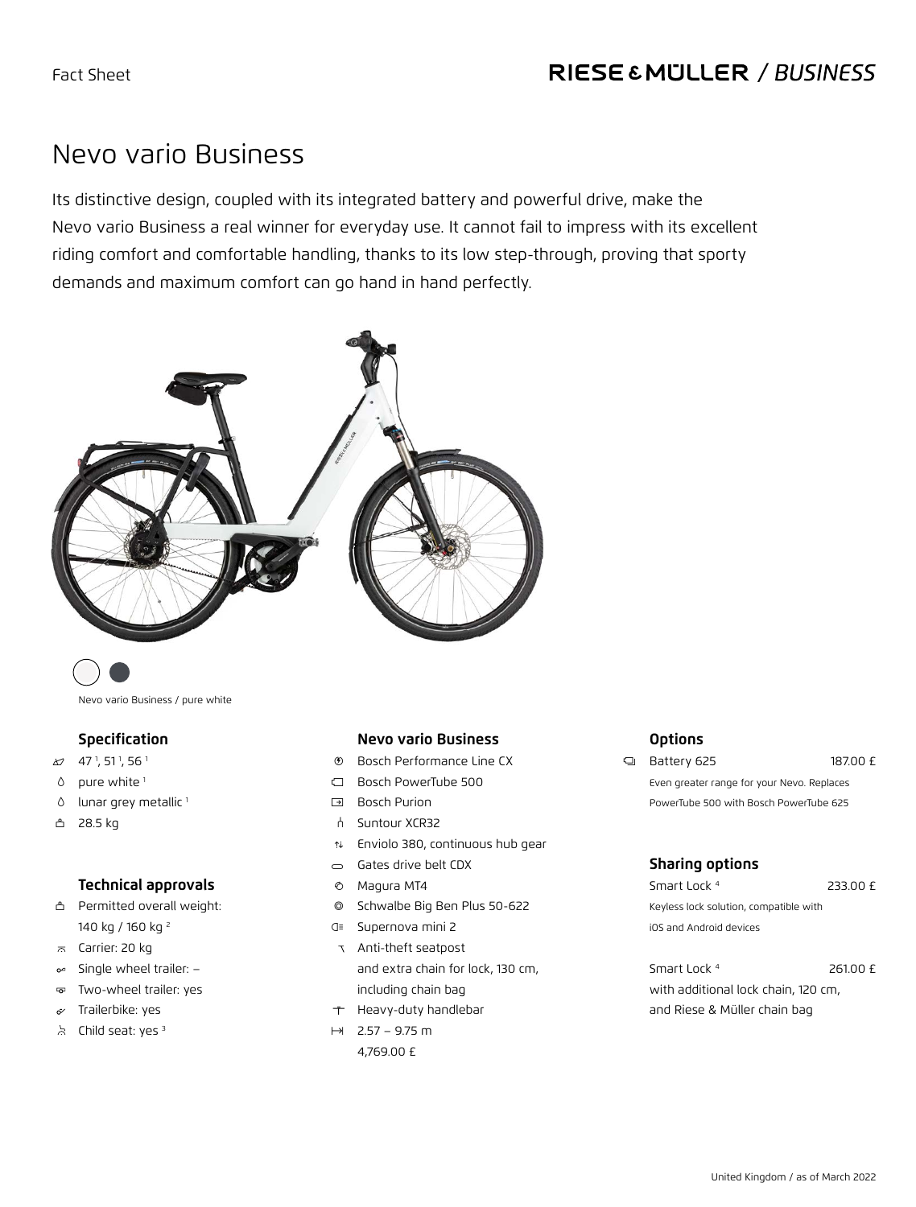Fact Sheet

# Nevo vario Business

Its distinctive design, coupled with its integrated battery and powerful drive, make the Nevo vario Business a real winner for everyday use. It cannot fail to impress with its excellent riding comfort and comfortable handling, thanks to its low step-through, proving that sporty demands and maximum comfort can go hand in hand perfectly.

Nevo vario Business / pure white

### Specification

- 47 [1], 51 [1], 56 [1]
- pure white [1]
- lunar grey metallic [1]
- 28.5 kg

### Technical approvals

- Permitted overall weight: 140 kg / 160 kg [2]
- Carrier: 20 kg
- Single wheel trailer: –
- Two-wheel trailer: yes
- Trailerbike: yes
- Child seat: yes [3]

### Nevo vario Business

- Bosch Performance Line CX
- Bosch PowerTube 500
- Bosch Purion
- Suntour XCR32
- Enviolo 380, continuous hub gear
- Gates drive belt CDX
- Magura MT4
- Schwalbe Big Ben Plus 50-622
- Supernova mini 2
- Anti-theft seatpost and extra chain for lock, 130 cm, including chain bag
- Heavy-duty handlebar
- 2.57 – 9.75 m

4,769.00 £

### Options

Battery 625 — 187.00 £

Even greater range for your Nevo. Replaces PowerTube 500 with Bosch PowerTube 625

### Sharing options

Smart Lock [4] — 233.00 £

Keyless lock solution, compatible with iOS and Android devices

Smart Lock [4] — 261.00 £

with additional lock chain, 120 cm, and Riese & Müller chain bag

United Kingdom / as of March 2022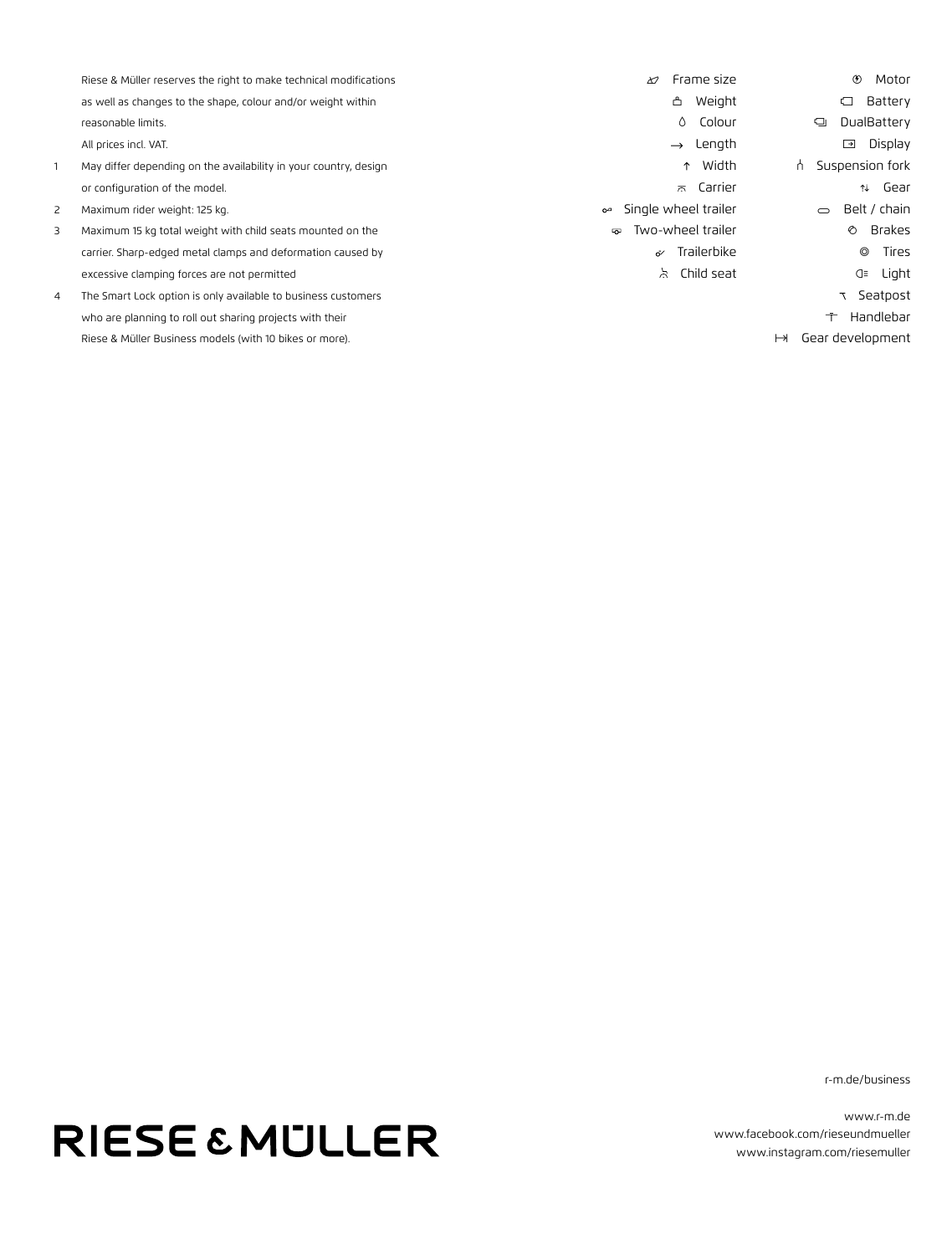Riese & Müller reserves the right to make technical modifications as well as changes to the shape, colour and/or weight within reasonable limits.
All prices incl. VAT.

1. May differ depending on the availability in your country, design or configuration of the model.
2. Maximum rider weight: 125 kg.
3. Maximum 15 kg total weight with child seats mounted on the carrier. Sharp-edged metal clamps and deformation caused by excessive clamping forces are not permitted
4. The Smart Lock option is only available to business customers who are planning to roll out sharing projects with their Riese & Müller Business models (with 10 bikes or more).

Frame size
Weight
Colour
Length
Width
Carrier
Single wheel trailer
Two-wheel trailer
Trailerbike
Child seat

Motor
Battery
DualBattery
Display
Suspension fork
Gear
Belt / chain
Brakes
Tires
Light
Seatpost
Handlebar
Gear development

RIESE & MÜLLER

r-m.de/business

www.r-m.de
www.facebook.com/rieseundmueller
www.instagram.com/riesemuller